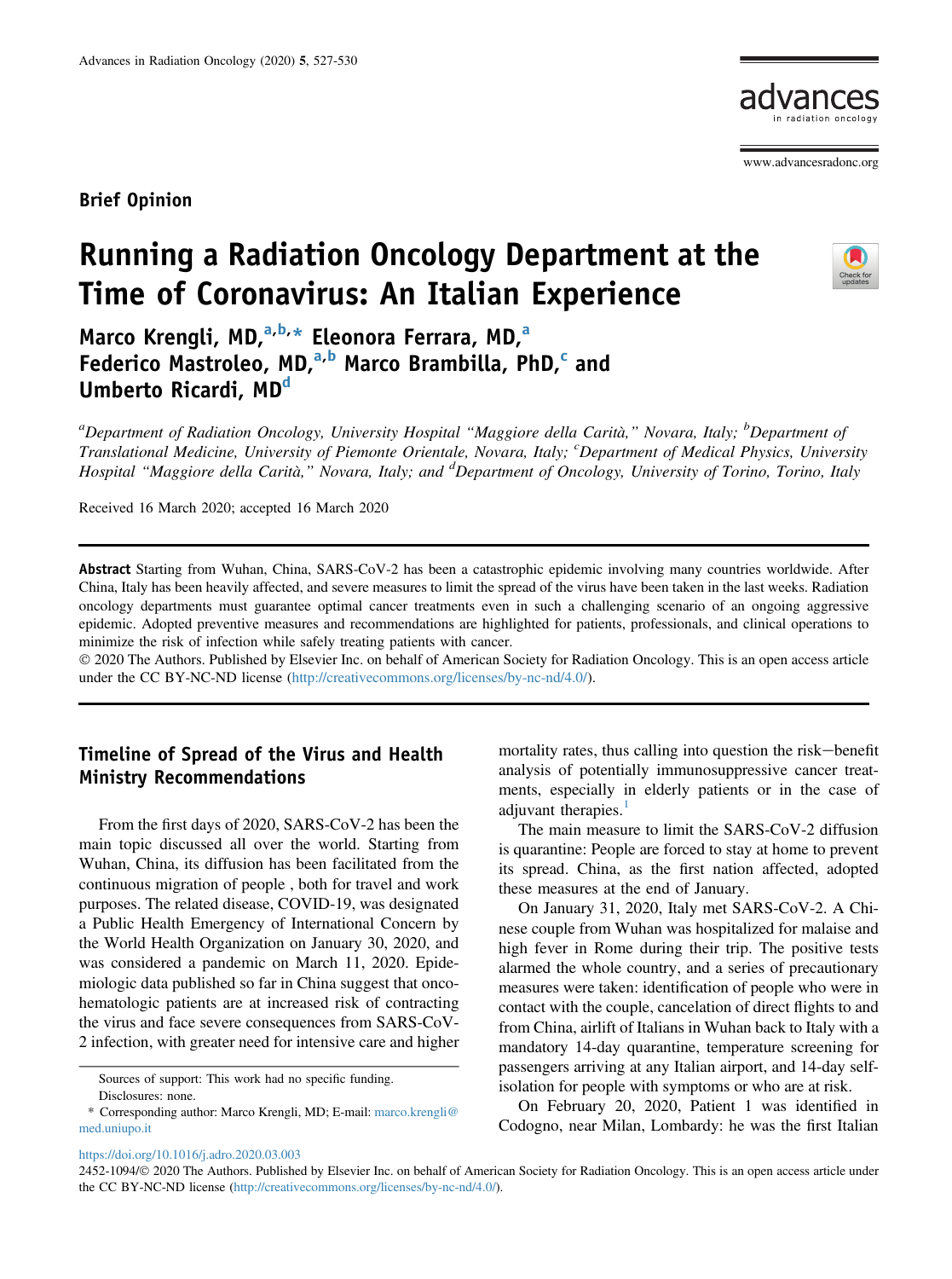Brief Opinion

# Running a Radiation Oncology Department at the Time of Coronavirus: An Italian Experience

**Marco Krengli, MD,[a,b,*] Eleonora Ferrara, MD,[a] Federico Mastroleo, MD,[a,b] Marco Brambilla, PhD,[c] and Umberto Ricardi, MD[d]**

*[a]Department of Radiation Oncology, University Hospital "Maggiore della Carità," Novara, Italy; [b]Department of Translational Medicine, University of Piemonte Orientale, Novara, Italy; [c]Department of Medical Physics, University Hospital "Maggiore della Carità," Novara, Italy; and [d]Department of Oncology, University of Torino, Torino, Italy*

Received 16 March 2020; accepted 16 March 2020

**Abstract** Starting from Wuhan, China, SARS-CoV-2 has been a catastrophic epidemic involving many countries worldwide. After China, Italy has been heavily affected, and severe measures to limit the spread of the virus have been taken in the last weeks. Radiation oncology departments must guarantee optimal cancer treatments even in such a challenging scenario of an ongoing aggressive epidemic. Adopted preventive measures and recommendations are highlighted for patients, professionals, and clinical operations to minimize the risk of infection while safely treating patients with cancer.

© 2020 The Authors. Published by Elsevier Inc. on behalf of American Society for Radiation Oncology. This is an open access article under the CC BY-NC-ND license (http://creativecommons.org/licenses/by-nc-nd/4.0/).

## Timeline of Spread of the Virus and Health Ministry Recommendations

From the first days of 2020, SARS-CoV-2 has been the main topic discussed all over the world. Starting from Wuhan, China, its diffusion has been facilitated from the continuous migration of people , both for travel and work purposes. The related disease, COVID-19, was designated a Public Health Emergency of International Concern by the World Health Organization on January 30, 2020, and was considered a pandemic on March 11, 2020. Epidemiologic data published so far in China suggest that onco-hematologic patients are at increased risk of contracting the virus and face severe consequences from SARS-CoV-2 infection, with greater need for intensive care and higher mortality rates, thus calling into question the risk−benefit analysis of potentially immunosuppressive cancer treatments, especially in elderly patients or in the case of adjuvant therapies.[1]

The main measure to limit the SARS-CoV-2 diffusion is quarantine: People are forced to stay at home to prevent its spread. China, as the first nation affected, adopted these measures at the end of January.

On January 31, 2020, Italy met SARS-CoV-2. A Chinese couple from Wuhan was hospitalized for malaise and high fever in Rome during their trip. The positive tests alarmed the whole country, and a series of precautionary measures were taken: identification of people who were in contact with the couple, cancelation of direct flights to and from China, airlift of Italians in Wuhan back to Italy with a mandatory 14-day quarantine, temperature screening for passengers arriving at any Italian airport, and 14-day self-isolation for people with symptoms or who are at risk.

On February 20, 2020, Patient 1 was identified in Codogno, near Milan, Lombardy: he was the first Italian

Sources of support: This work had no specific funding.

Disclosures: none.

\* Corresponding author: Marco Krengli, MD; E-mail: marco.krengli@med.uniupo.it

https://doi.org/10.1016/j.adro.2020.03.003

2452-1094/© 2020 The Authors. Published by Elsevier Inc. on behalf of American Society for Radiation Oncology. This is an open access article under the CC BY-NC-ND license (http://creativecommons.org/licenses/by-nc-nd/4.0/).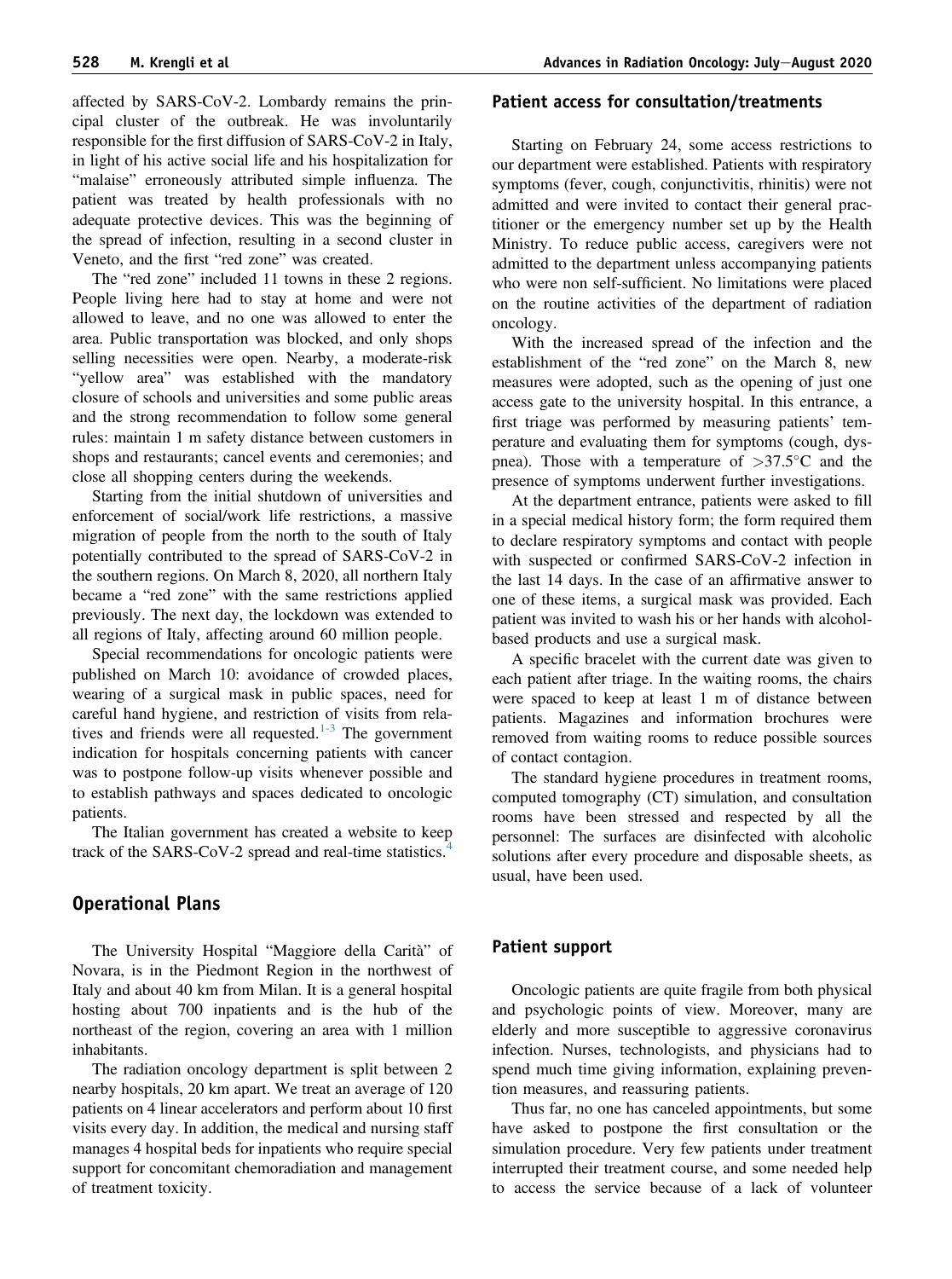affected by SARS-CoV-2. Lombardy remains the principal cluster of the outbreak. He was involuntarily responsible for the first diffusion of SARS-CoV-2 in Italy, in light of his active social life and his hospitalization for "malaise" erroneously attributed simple influenza. The patient was treated by health professionals with no adequate protective devices. This was the beginning of the spread of infection, resulting in a second cluster in Veneto, and the first "red zone" was created.

The "red zone" included 11 towns in these 2 regions. People living here had to stay at home and were not allowed to leave, and no one was allowed to enter the area. Public transportation was blocked, and only shops selling necessities were open. Nearby, a moderate-risk "yellow area" was established with the mandatory closure of schools and universities and some public areas and the strong recommendation to follow some general rules: maintain 1 m safety distance between customers in shops and restaurants; cancel events and ceremonies; and close all shopping centers during the weekends.

Starting from the initial shutdown of universities and enforcement of social/work life restrictions, a massive migration of people from the north to the south of Italy potentially contributed to the spread of SARS-CoV-2 in the southern regions. On March 8, 2020, all northern Italy became a "red zone" with the same restrictions applied previously. The next day, the lockdown was extended to all regions of Italy, affecting around 60 million people.

Special recommendations for oncologic patients were published on March 10: avoidance of crowded places, wearing of a surgical mask in public spaces, need for careful hand hygiene, and restriction of visits from relatives and friends were all requested.[1-3] The government indication for hospitals concerning patients with cancer was to postpone follow-up visits whenever possible and to establish pathways and spaces dedicated to oncologic patients.

The Italian government has created a website to keep track of the SARS-CoV-2 spread and real-time statistics.[4]

## Operational Plans

The University Hospital "Maggiore della Carità" of Novara, is in the Piedmont Region in the northwest of Italy and about 40 km from Milan. It is a general hospital hosting about 700 inpatients and is the hub of the northeast of the region, covering an area with 1 million inhabitants.

The radiation oncology department is split between 2 nearby hospitals, 20 km apart. We treat an average of 120 patients on 4 linear accelerators and perform about 10 first visits every day. In addition, the medical and nursing staff manages 4 hospital beds for inpatients who require special support for concomitant chemoradiation and management of treatment toxicity.

### Patient access for consultation/treatments

Starting on February 24, some access restrictions to our department were established. Patients with respiratory symptoms (fever, cough, conjunctivitis, rhinitis) were not admitted and were invited to contact their general practitioner or the emergency number set up by the Health Ministry. To reduce public access, caregivers were not admitted to the department unless accompanying patients who were non self-sufficient. No limitations were placed on the routine activities of the department of radiation oncology.

With the increased spread of the infection and the establishment of the "red zone" on the March 8, new measures were adopted, such as the opening of just one access gate to the university hospital. In this entrance, a first triage was performed by measuring patients' temperature and evaluating them for symptoms (cough, dyspnea). Those with a temperature of >37.5°C and the presence of symptoms underwent further investigations.

At the department entrance, patients were asked to fill in a special medical history form; the form required them to declare respiratory symptoms and contact with people with suspected or confirmed SARS-CoV-2 infection in the last 14 days. In the case of an affirmative answer to one of these items, a surgical mask was provided. Each patient was invited to wash his or her hands with alcohol-based products and use a surgical mask.

A specific bracelet with the current date was given to each patient after triage. In the waiting rooms, the chairs were spaced to keep at least 1 m of distance between patients. Magazines and information brochures were removed from waiting rooms to reduce possible sources of contact contagion.

The standard hygiene procedures in treatment rooms, computed tomography (CT) simulation, and consultation rooms have been stressed and respected by all the personnel: The surfaces are disinfected with alcoholic solutions after every procedure and disposable sheets, as usual, have been used.

### Patient support

Oncologic patients are quite fragile from both physical and psychologic points of view. Moreover, many are elderly and more susceptible to aggressive coronavirus infection. Nurses, technologists, and physicians had to spend much time giving information, explaining prevention measures, and reassuring patients.

Thus far, no one has canceled appointments, but some have asked to postpone the first consultation or the simulation procedure. Very few patients under treatment interrupted their treatment course, and some needed help to access the service because of a lack of volunteer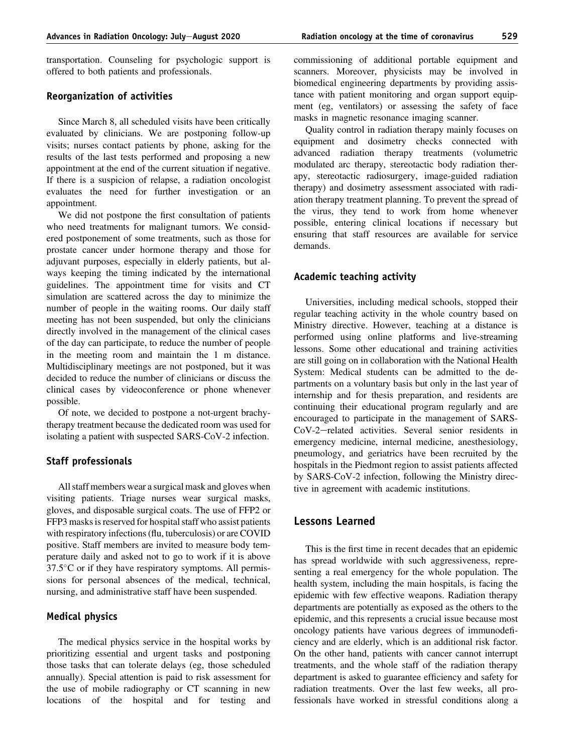transportation. Counseling for psychologic support is offered to both patients and professionals.

### Reorganization of activities

Since March 8, all scheduled visits have been critically evaluated by clinicians. We are postponing follow-up visits; nurses contact patients by phone, asking for the results of the last tests performed and proposing a new appointment at the end of the current situation if negative. If there is a suspicion of relapse, a radiation oncologist evaluates the need for further investigation or an appointment.

We did not postpone the first consultation of patients who need treatments for malignant tumors. We considered postponement of some treatments, such as those for prostate cancer under hormone therapy and those for adjuvant purposes, especially in elderly patients, but always keeping the timing indicated by the international guidelines. The appointment time for visits and CT simulation are scattered across the day to minimize the number of people in the waiting rooms. Our daily staff meeting has not been suspended, but only the clinicians directly involved in the management of the clinical cases of the day can participate, to reduce the number of people in the meeting room and maintain the 1 m distance. Multidisciplinary meetings are not postponed, but it was decided to reduce the number of clinicians or discuss the clinical cases by videoconference or phone whenever possible.

Of note, we decided to postpone a not-urgent brachytherapy treatment because the dedicated room was used for isolating a patient with suspected SARS-CoV-2 infection.

### Staff professionals

All staff members wear a surgical mask and gloves when visiting patients. Triage nurses wear surgical masks, gloves, and disposable surgical coats. The use of FFP2 or FFP3 masks is reserved for hospital staff who assist patients with respiratory infections (flu, tuberculosis) or are COVID positive. Staff members are invited to measure body temperature daily and asked not to go to work if it is above 37.5°C or if they have respiratory symptoms. All permissions for personal absences of the medical, technical, nursing, and administrative staff have been suspended.

### Medical physics

The medical physics service in the hospital works by prioritizing essential and urgent tasks and postponing those tasks that can tolerate delays (eg, those scheduled annually). Special attention is paid to risk assessment for the use of mobile radiography or CT scanning in new locations of the hospital and for testing and commissioning of additional portable equipment and scanners. Moreover, physicists may be involved in biomedical engineering departments by providing assistance with patient monitoring and organ support equipment (eg, ventilators) or assessing the safety of face masks in magnetic resonance imaging scanner.

Quality control in radiation therapy mainly focuses on equipment and dosimetry checks connected with advanced radiation therapy treatments (volumetric modulated arc therapy, stereotactic body radiation therapy, stereotactic radiosurgery, image-guided radiation therapy) and dosimetry assessment associated with radiation therapy treatment planning. To prevent the spread of the virus, they tend to work from home whenever possible, entering clinical locations if necessary but ensuring that staff resources are available for service demands.

### Academic teaching activity

Universities, including medical schools, stopped their regular teaching activity in the whole country based on Ministry directive. However, teaching at a distance is performed using online platforms and live-streaming lessons. Some other educational and training activities are still going on in collaboration with the National Health System: Medical students can be admitted to the departments on a voluntary basis but only in the last year of internship and for thesis preparation, and residents are continuing their educational program regularly and are encouraged to participate in the management of SARS-CoV-2–related activities. Several senior residents in emergency medicine, internal medicine, anesthesiology, pneumology, and geriatrics have been recruited by the hospitals in the Piedmont region to assist patients affected by SARS-CoV-2 infection, following the Ministry directive in agreement with academic institutions.

## Lessons Learned

This is the first time in recent decades that an epidemic has spread worldwide with such aggressiveness, representing a real emergency for the whole population. The health system, including the main hospitals, is facing the epidemic with few effective weapons. Radiation therapy departments are potentially as exposed as the others to the epidemic, and this represents a crucial issue because most oncology patients have various degrees of immunodeficiency and are elderly, which is an additional risk factor. On the other hand, patients with cancer cannot interrupt treatments, and the whole staff of the radiation therapy department is asked to guarantee efficiency and safety for radiation treatments. Over the last few weeks, all professionals have worked in stressful conditions along a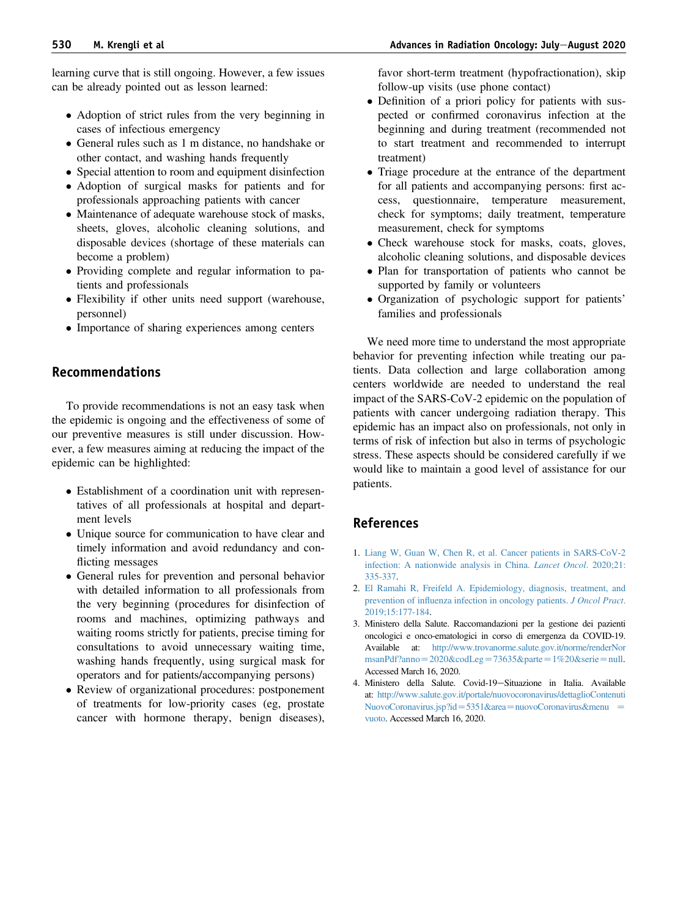learning curve that is still ongoing. However, a few issues can be already pointed out as lesson learned:

- Adoption of strict rules from the very beginning in cases of infectious emergency
- General rules such as 1 m distance, no handshake or other contact, and washing hands frequently
- Special attention to room and equipment disinfection
- Adoption of surgical masks for patients and for professionals approaching patients with cancer
- Maintenance of adequate warehouse stock of masks, sheets, gloves, alcoholic cleaning solutions, and disposable devices (shortage of these materials can become a problem)
- Providing complete and regular information to patients and professionals
- Flexibility if other units need support (warehouse, personnel)
- Importance of sharing experiences among centers

## Recommendations

To provide recommendations is not an easy task when the epidemic is ongoing and the effectiveness of some of our preventive measures is still under discussion. However, a few measures aiming at reducing the impact of the epidemic can be highlighted:

- Establishment of a coordination unit with representatives of all professionals at hospital and department levels
- Unique source for communication to have clear and timely information and avoid redundancy and conflicting messages
- General rules for prevention and personal behavior with detailed information to all professionals from the very beginning (procedures for disinfection of rooms and machines, optimizing pathways and waiting rooms strictly for patients, precise timing for consultations to avoid unnecessary waiting time, washing hands frequently, using surgical mask for operators and for patients/accompanying persons)
- Review of organizational procedures: postponement of treatments for low-priority cases (eg, prostate cancer with hormone therapy, benign diseases), favor short-term treatment (hypofractionation), skip follow-up visits (use phone contact)
- Definition of a priori policy for patients with suspected or confirmed coronavirus infection at the beginning and during treatment (recommended not to start treatment and recommended to interrupt treatment)
- Triage procedure at the entrance of the department for all patients and accompanying persons: first access, questionnaire, temperature measurement, check for symptoms; daily treatment, temperature measurement, check for symptoms
- Check warehouse stock for masks, coats, gloves, alcoholic cleaning solutions, and disposable devices
- Plan for transportation of patients who cannot be supported by family or volunteers
- Organization of psychologic support for patients' families and professionals

We need more time to understand the most appropriate behavior for preventing infection while treating our patients. Data collection and large collaboration among centers worldwide are needed to understand the real impact of the SARS-CoV-2 epidemic on the population of patients with cancer undergoing radiation therapy. This epidemic has an impact also on professionals, not only in terms of risk of infection but also in terms of psychologic stress. These aspects should be considered carefully if we would like to maintain a good level of assistance for our patients.

## References

1. Liang W, Guan W, Chen R, et al. Cancer patients in SARS-CoV-2 infection: A nationwide analysis in China. *Lancet Oncol*. 2020;21:335-337.
2. El Ramahi R, Freifeld A. Epidemiology, diagnosis, treatment, and prevention of influenza infection in oncology patients. *J Oncol Pract*. 2019;15:177-184.
3. Ministero della Salute. Raccomandazioni per la gestione dei pazienti oncologici e onco-ematologici in corso di emergenza da COVID-19. Available at: http://www.trovanorme.salute.gov.it/norme/renderNormsanPdf?anno=2020&codLeg=73635&parte=1%20&serie=null. Accessed March 16, 2020.
4. Ministero della Salute. Covid-19—Situazione in Italia. Available at: http://www.salute.gov.it/portale/nuovocoronavirus/dettaglioContenutiNuovoCoronavirus.jsp?id=5351&area=nuovoCoronavirus&menu=vuoto. Accessed March 16, 2020.